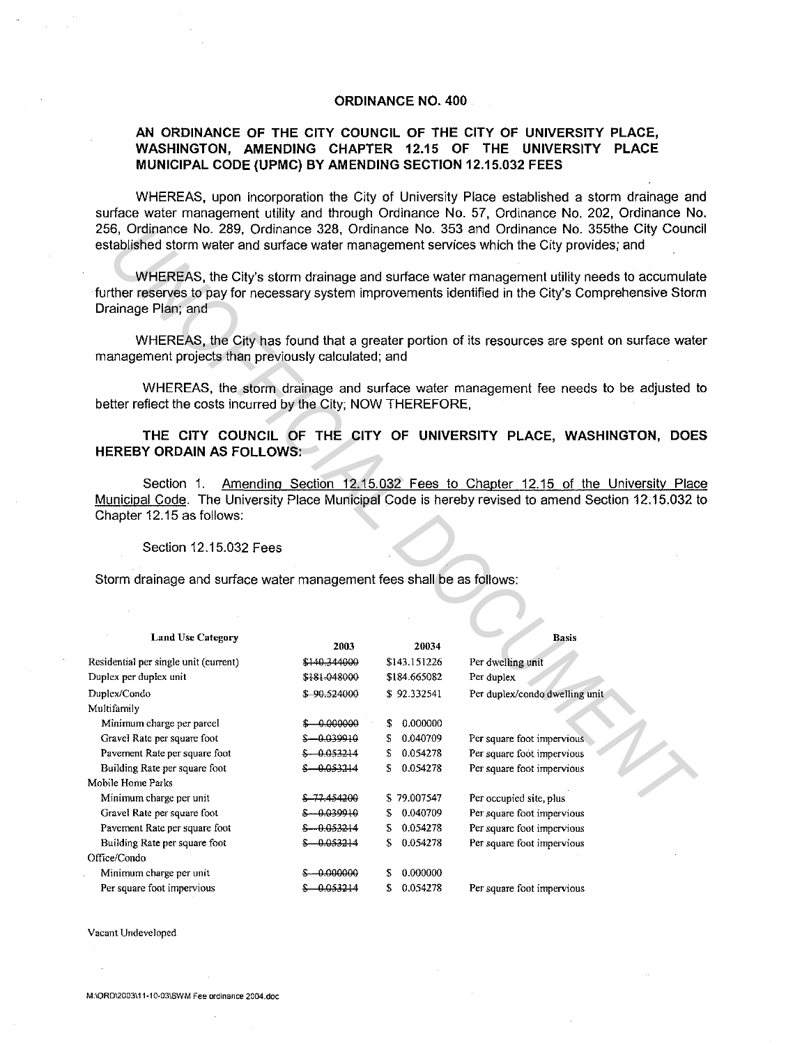# ORDINANCE NO. 400

## AN ORDINANCE OF THE CITY COUNCIL OF THE CITY OF UNIVERSITY PLACE, WASHINGTON, AMENDING CHAPTER 12.15 OF THE UNIVERSITY PLACE MUNICIPAL CODE (UPMC) BY AMENDING SECTION 12.15.032 FEES

WHEREAS, upon incorporation the City of University Place established a storm drainage and surface water management utility and through Ordinance No. 57, Ordinance No. 202, Ordinance No. 256, Ordinance No. 289, Ordinance 328, Ordinance No. 353 and Ordinance No. 355the City Council established storm water and surface water management services which the City provides; and

WHEREAS, the City's storm drainage and surface water management utility needs to accumulate further reserves to pay for necessary system improvements identified in the City's Comprehensive Storm Drainage Plan; and

WHEREAS, the City has found that a greater portion of its resources are spent on surface water management projects than previously calculated; and

WHEREAS, the storm drainage and surface water management fee needs to be adjusted to better reflect the costs incurred by the City; NOW THEREFORE,

**THE CITY COUNCIL OF THE CITY OF UNIVERSITY PLACE, WASHINGTON, DOES HEREBY ORDAIN AS FOLLOWS:**

Section 1. Amending Section 12.15.032 Fees to Chapter 12.15 of the University Place Municipal Code. The University Place Municipal Code is hereby revised to amend Section 12.15.032 to Chapter 12.15 as follows:

Section 12.15.032 Fees

Storm drainage and surface water management fees shall be as follows:

| Land Use Category | 2003 | 20034 | Basis |
|---|---|---|---|
| Residential per single unit (current) | ~~$140.344000~~ | $143.151226 | Per dwelling unit |
| Duplex per duplex unit | ~~$181.048000~~ | $184.665082 | Per duplex |
| Duplex/Condo | ~~$ 90.524000~~ | $ 92.332541 | Per duplex/condo dwelling unit |
| Multifamily | | | |
| Minimum charge per parcel | ~~$ 0.000000~~ | $ 0.000000 | |
| Gravel Rate per square foot | ~~$ 0.039910~~ | $ 0.040709 | Per square foot impervious |
| Pavement Rate per square foot | ~~$ 0.053214~~ | $ 0.054278 | Per square foot impervious |
| Building Rate per square foot | ~~$ 0.053214~~ | $ 0.054278 | Per square foot impervious |
| Mobile Home Parks | | | |
| Minimum charge per unit | ~~$ 77.454200~~ | $ 79.007547 | Per occupied site, plus |
| Gravel Rate per square foot | ~~$ 0.039910~~ | $ 0.040709 | Per square foot impervious |
| Pavement Rate per square foot | ~~$ 0.053214~~ | $ 0.054278 | Per square foot impervious |
| Building Rate per square foot | ~~$ 0.053214~~ | $ 0.054278 | Per square foot impervious |
| Office/Condo | | | |
| Minimum charge per unit | ~~$ 0.000000~~ | $ 0.000000 | |
| Per square foot impervious | ~~$ 0.053214~~ | $ 0.054278 | Per square foot impervious |

Vacant Undeveloped

M:\ORD\2003\11-10-03\SWM Fee ordinance 2004.doc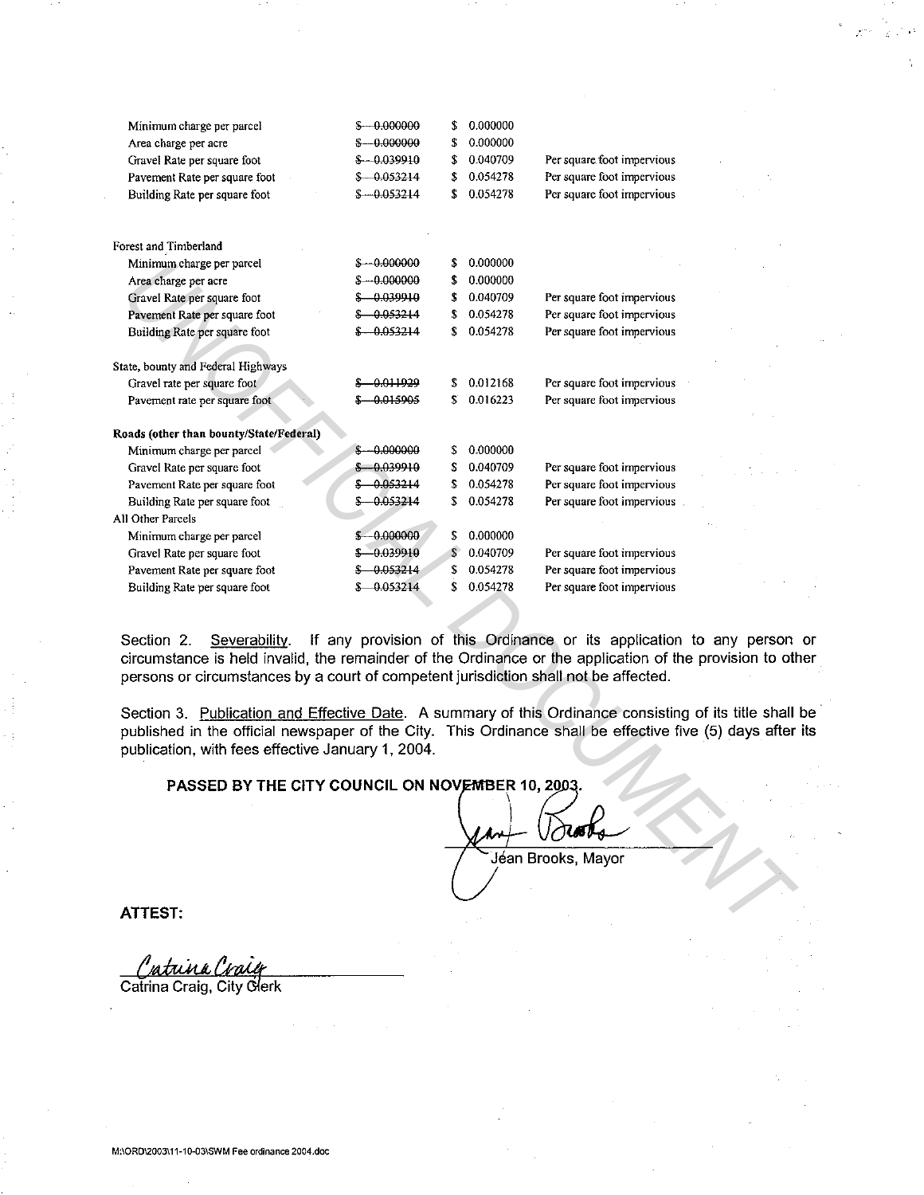| | | | |
|---|---|---|---|
| Minimum charge per parcel | ~~$ 0.000000~~ | $ 0.000000 | |
| Area charge per acre | ~~$ 0.000000~~ | $ 0.000000 | |
| Gravel Rate per square foot | ~~$ 0.039910~~ | $ 0.040709 | Per square foot impervious |
| Pavement Rate per square foot | ~~$ 0.053214~~ | $ 0.054278 | Per square foot impervious |
| Building Rate per square foot | ~~$ 0.053214~~ | $ 0.054278 | Per square foot impervious |
| | | | |
| Forest and Timberland | | | |
| Minimum charge per parcel | ~~$ 0.000000~~ | $ 0.000000 | |
| Area charge per acre | ~~$ 0.000000~~ | $ 0.000000 | |
| Gravel Rate per square foot | ~~$ 0.039910~~ | $ 0.040709 | Per square foot impervious |
| Pavement Rate per square foot | ~~$ 0.053214~~ | $ 0.054278 | Per square foot impervious |
| Building Rate per square foot | ~~$ 0.053214~~ | $ 0.054278 | Per square foot impervious |
| | | | |
| State, bounty and Federal Highways | | | |
| Gravel rate per square foot | ~~$ 0.011929~~ | $ 0.012168 | Per square foot impervious |
| Pavement rate per square foot | ~~$ 0.015905~~ | $ 0.016223 | Per square foot impervious |
| | | | |
| **Roads (other than bounty/State/Federal)** | | | |
| Minimum charge per parcel | ~~$ 0.000000~~ | $ 0.000000 | |
| Gravel Rate per square foot | ~~$ 0.039910~~ | $ 0.040709 | Per square foot impervious |
| Pavement Rate per square foot | ~~$ 0.053214~~ | $ 0.054278 | Per square foot impervious |
| Building Rate per square foot | ~~$ 0.053214~~ | $ 0.054278 | Per square foot impervious |
| All Other Parcels | | | |
| Minimum charge per parcel | ~~$ 0.000000~~ | $ 0.000000 | |
| Gravel Rate per square foot | ~~$ 0.039910~~ | $ 0.040709 | Per square foot impervious |
| Pavement Rate per square foot | ~~$ 0.053214~~ | $ 0.054278 | Per square foot impervious |
| Building Rate per square foot | ~~$ 0.053214~~ | $ 0.054278 | Per square foot impervious |

Section 2. Severability. If any provision of this Ordinance or its application to any person or circumstance is held invalid, the remainder of the Ordinance or the application of the provision to other persons or circumstances by a court of competent jurisdiction shall not be affected.

Section 3. Publication and Effective Date. A summary of this Ordinance consisting of its title shall be published in the official newspaper of the City. This Ordinance shall be effective five (5) days after its publication, with fees effective January 1, 2004.

**PASSED BY THE CITY COUNCIL ON NOVEMBER 10, 2003.**

Jean Brooks, Mayor

**ATTEST:**

Catrina Craig, City Clerk

M:\ORD\2003\11-10-03\SWM Fee ordinance 2004.doc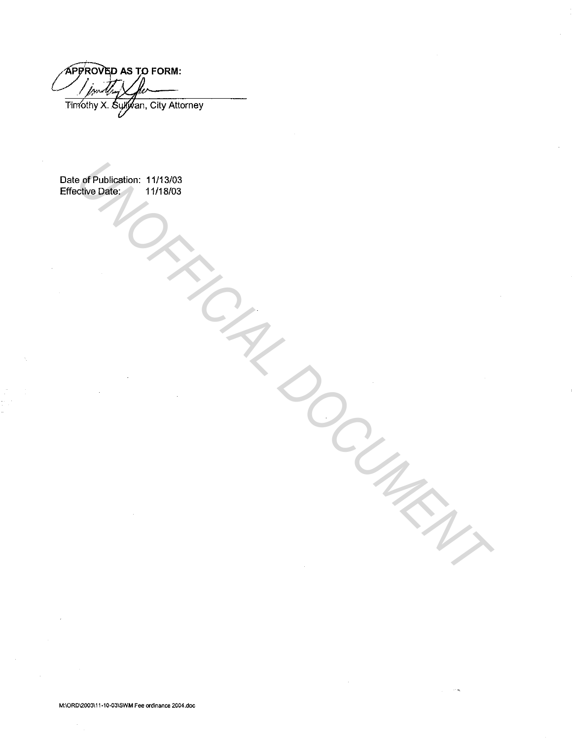**APPROVED AS TO FORM:**

Timothy X. Sullivan, City Attorney

Date of Publication: 11/13/03
Effective Date: 11/18/03

M:\ORD\2003\11-10-03\SWM Fee ordinance 2004.doc